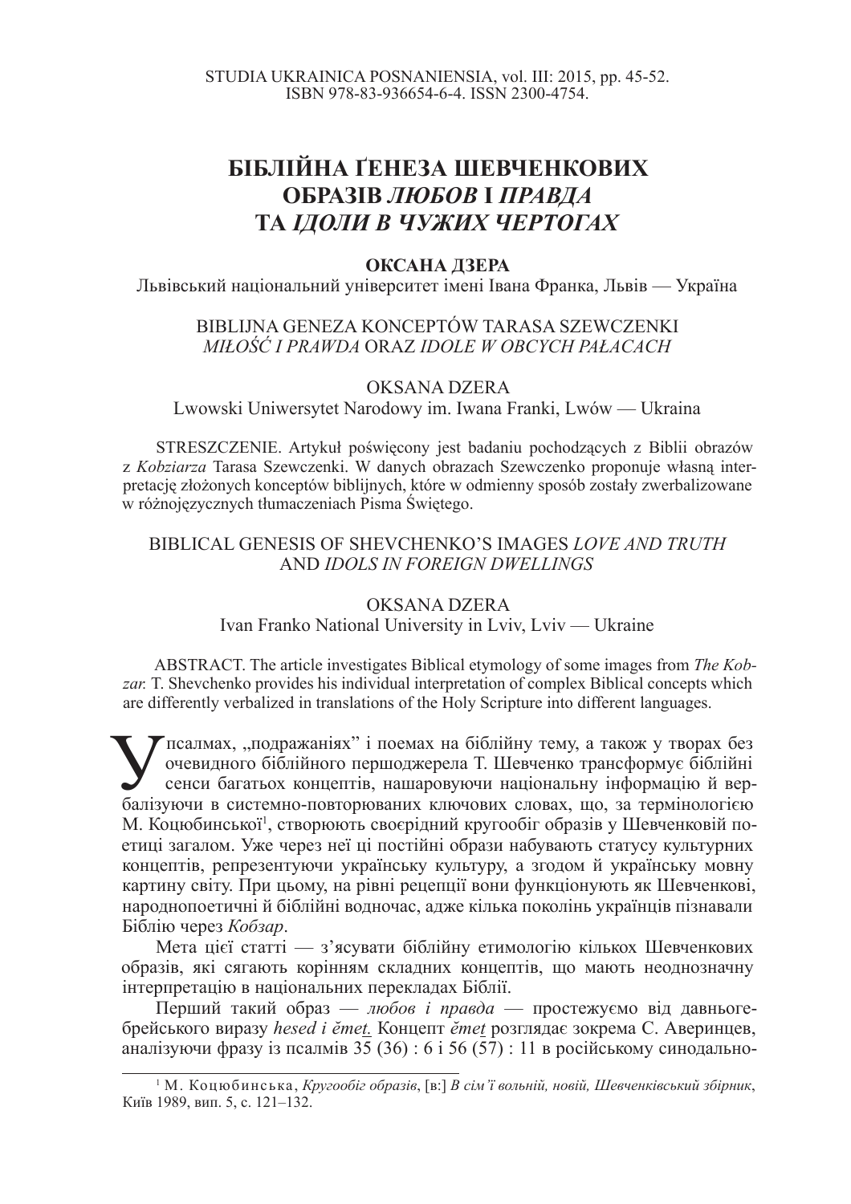STUDIA UKRAINICA POSNANIENSIA, vol. III: 2015, pp. 45-52.
ISBN 978-83-936654-6-4. ISSN 2300-4754.

# БІБЛІЙНА ҐЕНЕЗА ШЕВЧЕНКОВИХ ОБРАЗІВ *ЛЮБОВ* І *ПРАВДА* ТА *ІДОЛИ В ЧУЖИХ ЧЕРТОГАХ*

**ОКСАНА ДЗЕРА**

Львівський національний університет імені Івана Франка, Львів — Україна

## BIBLIJNA GENEZA KONCEPTÓW TARASA SZEWCZENKI *MIŁOŚĆ I PRAWDA* ORAZ *IDOLE W OBCYCH PAŁACACH*

OKSANA DZERA

Lwowski Uniwersytet Narodowy im. Iwana Franki, Lwów — Ukraina

STRESZCZENIE. Artykuł poświęcony jest badaniu pochodzących z Biblii obrazów z *Kobziarza* Tarasa Szewczenki. W danych obrazach Szewczenko proponuje własną interpretację złożonych konceptów biblijnych, które w odmienny sposób zostały zwerbalizowane w różnojęzycznych tłumaczeniach Pisma Świętego.

## BIBLICAL GENESIS OF SHEVCHENKO'S IMAGES *LOVE AND TRUTH* AND *IDOLS IN FOREIGN DWELLINGS*

OKSANA DZERA

Ivan Franko National University in Lviv, Lviv — Ukraine

ABSTRACT. The article investigates Biblical etymology of some images from *The Kobzar.* T. Shevchenko provides his individual interpretation of complex Biblical concepts which are differently verbalized in translations of the Holy Scripture into different languages.

У псалмах, „подражаніях" і поемах на біблійну тему, а також у творах без очевидного біблійного першоджерела Т. Шевченко трансформує біблійні сенси багатьох концептів, нашаровуючи національну інформацію й вербалізуючи в системно-повторюваних ключових словах, що, за термінологією М. Коцюбинської[1], створюють своєрідний кругообіг образів у Шевченковій поетиці загалом. Уже через неї ці постійні образи набувають статусу культурних концептів, репрезентуючи українську культуру, а згодом й українську мовну картину світу. При цьому, на рівні рецепції вони функціонують як Шевченкові, народнопоетичні й біблійні водночас, адже кілька поколінь українців пізнавали Біблію через *Кобзар*.

Мета цієї статті — з'ясувати біблійну етимологію кількох Шевченкових образів, які сягають корінням складних концептів, що мають неоднозначну інтерпретацію в національних перекладах Біблії.

Перший такий образ — *любов і правда* — простежуємо від давньогебрейського виразу *ḥesed і ĕmet*. Концепт *ĕmet* розглядає зокрема С. Аверинцев, аналізуючи фразу із псалмів 35 (36) : 6 і 56 (57) : 11 в російському синодально-

---

[1] М. Коцюбинська, *Кругообіг образів*, [в:] *В сім'ї вольній, новій, Шевченківський збірник*, Київ 1989, вип. 5, с. 121–132.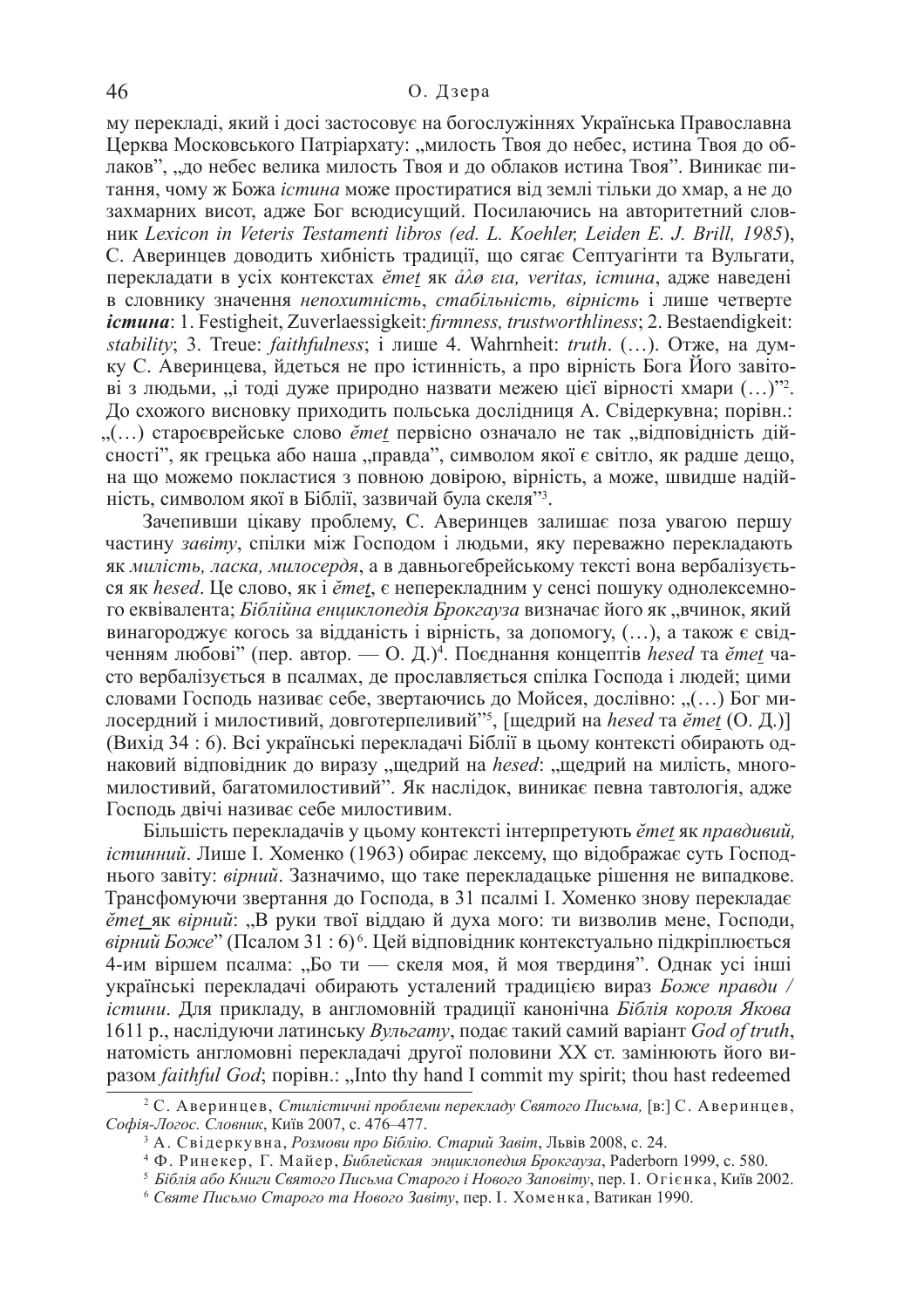му перекладі, який і досі застосовує на богослужіннях Українська Православна Церква Московського Патріархату: „милость Твоя до небес, истина Твоя до облаков", „до небес велика милость Твоя и до облаков истина Твоя". Виникає питання, чому ж Божа *істина* може простиратися від землі тільки до хмар, а не до захмарних висот, адже Бог всюдисущий. Посилаючись на авторитетний словник *Lexicon in Veteris Testamenti libros (ed. L. Koehler, Leiden E. J. Brill, 1985*), С. Аверинцев доводить хибність традиції, що сягає Септуагінти та Вульгати, перекладати в усіх контекстах *ĕmet̠* як *ἀλø εια, veritas, істина*, адже наведені в словнику значення *непохитність, стабільність, вірність* і лише четверте ***істина***: 1. Festigheit, Zuverlaessigkeit: *firmness, trustworthliness*; 2. Bestaendigkeit: *stability*; 3. Treue: *faithfulness*; і лише 4. Wahrnheit: *truth*. (…). Отже, на думку С. Аверинцева, йдеться не про істинність, а про вірність Бога Його завітові з людьми, „і тоді дуже природно назвати межею цієї вірності хмари (…)"[2]. До схожого висновку приходить польська дослідниця А. Свідеркувна; порівн.: „(…) староєврейське слово *ĕmet̠* первісно означало не так „відповідність дійсності", як грецька або наша „правда", символом якої є світло, як радше дещо, на що можемо покластися з повною довірою, вірність, а може, швидше надійність, символом якої в Біблії, зазвичай була скеля"[3].

Зачепивши цікаву проблему, С. Аверинцев залишає поза увагою першу частину *завіту*, спілки між Господом і людьми, яку переважно перекладають як *милість, ласка, милосердя*, а в давньогебрейському тексті вона вербалізується як *hesed*. Це слово, як і *ĕmet̠*, є неперекладним у сенсі пошуку однолексемного еквівалента; *Біблійна енциклопедія Брокгауза* визначає його як „вчинок, який винагороджує когось за відданість і вірність, за допомогу, (…), а також є свідченням любові" (пер. автор. — О. Д.)[4]. Поєднання концептів *hesed* та *ĕmet̠* часто вербалізується в псалмах, де прославляється спілка Господа і людей; цими словами Господь називає себе, звертаючись до Мойсея, дослівно: „(…) Бог милосердний і милостивий, довготерпеливий"[5], [щедрий на *hesed* та *ĕmet̠* (О. Д.)] (Вихід 34 : 6). Всі українські перекладачі Біблії в цьому контексті обирають однаковий відповідник до виразу „щедрий на *hesed*: „щедрий на милість, багатомилостивий, багатомилостивий". Як наслідок, виникає певна тавтологія, адже Господь двічі називає себе милостивим.

Більшість перекладачів у цьому контексті інтерпретують *ĕmet̠* як *правдивий, істинний*. Лише І. Хоменко (1963) обирає лексему, що відображає суть Господнього завіту: *вірний*. Зазначимо, що таке перекладацьке рішення не випадкове. Трансфомуючи звертання до Господа, в 31 псалмі І. Хоменко знову перекладає *ĕmet̠* як *вірний*: „В руки твої віддаю й духа мого: ти визволив мене, Господи, *вірний Боже*" (Псалом 31 : 6)[6]. Цей відповідник контекстуально підкріплюється 4-им віршем псалма: „Бо ти — скеля моя, й моя твердиня". Однак усі інші українські перекладачі обирають усталений традицією вираз *Боже правди / істини*. Для прикладу, в англомовній традиції канонічна *Біблія короля Якова* 1611 р., наслідуючи латинську *Вульгату*, подає такий самий варіант *God of truth*, натомість англомовні перекладачі другої половини ХХ ст. замінюють його виразом *faithful God*; порівн.: „Into thy hand I commit my spirit; thou hast redeemed

[2] С. Аверинцев, *Стилістичні проблеми перекладу Святого Письма,* [в:] С. Аверинцев, *Софія-Логос. Словник*, Київ 2007, с. 476–477.

[3] А. Свідеркувна, *Розмови про Біблію. Старий Завіт*, Львів 2008, с. 24.

[4] Ф. Ринекер, Г. Майер, *Библейская энциклопедия Брокгауза*, Paderborn 1999, с. 580.

[5] *Біблія або Книги Святого Письма Старого і Нового Заповіту*, пер. І. Огієнка, Київ 2002.

[6] *Святе Письмо Старого та Нового Завіту*, пер. І. Хоменка, Ватикан 1990.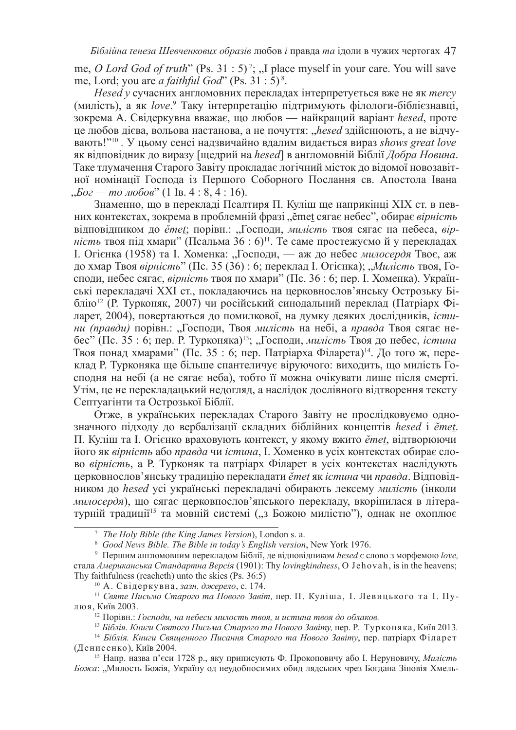me, *O Lord God of truth*" (Ps. 31 : 5)[7]; „I place myself in your care. You will save me, Lord; you are *a faithful God*" (Ps. 31 : 5)[8].

*Hesed* у сучасних англомовних перекладах інтерпретується вже не як *mercy* (милість), а як *love*.[9] Таку інтерпретацію підтримують філологи-біблієзнавці, зокрема А. Свідеркувна вважає, що любов — найкращий варіант *hesed*, проте це любов дієва, вольова настанова, а не почуття: „*hesed* здійснюють, а не відчувають!"[10]. У цьому сенсі надзвичайно вдалим видається вираз *shows great love* як відповідник до виразу [щедрий на *hesed*] в англомовній Біблії *Добра Новина*. Таке тлумачення Старого Завіту прокладає логічний місток до відомої новозавітної номінації Господа із Першого Соборного Послання св. Апостола Івана „*Бог — то любов*" (1 Ів. 4 : 8, 4 : 16).

Знаменно, що в перекладі Псалтиря П. Куліш ще наприкінці XIX ст. в певних контекстах, зокрема в проблемній фразі „ĕmeṯ сягає небес", обирає *вірність* відповідником до *ĕmeṯ*; порівн.: „Господи, *милість* твоя сягає на небеса, *вірність* твоя під хмари" (Псальма 36 : 6)[11]. Те саме простежуємо й у перекладах І. Огієнка (1958) та І. Хоменка: „Господи, — аж до небес *милосердя* Твоє, аж до хмар Твоя *вірність*" (Пс. 35 (36) : 6; переклад І. Огієнка); „*Милість* твоя, Господи, небес сягає, *вірність* твоя по хмари" (Пс. 36 : 6; пер. І. Хоменка). Українські перекладачі XXI ст., покладаючись на церковнослов'янську Острозьку Біблію[12] (Р. Турконяк, 2007) чи російський синодальний переклад (Патріарх Філарет, 2004), повертаються до помилкової, на думку деяких дослідників, *істини (правди)* порівн.: „Господи, Твоя *милість* на небі, а *правда* Твоя сягає небес" (Пс. 35 : 6; пер. Р. Турконяка)[13]; „Господи, *милість* Твоя до небес, *істина* Твоя понад хмарами" (Пс. 35 : 6; пер. Патріарха Філарета)[14]. До того ж, переклад Р. Турконяка ще більше спантеличує віруючого: виходить, що милість Господня на небі (а не сягає неба), тобто її можна очікувати лише після смерті. Утім, це не перекладацький недогляд, а наслідок дослівного відтворення тексту Септуагінти та Острозької Біблії.

Отже, в українських перекладах Старого Завіту не прослідковуємо однозначного підходу до вербалізації складних біблійних концептів *hesed* і *ĕmeṯ*. П. Куліш та І. Огієнко враховують контекст, у якому вжито *ĕmeṯ*, відтворюючи його як *вірність* або *правда* чи *істина*, І. Хоменко в усіх контекстах обирає слово *вірність*, а Р. Турконяк та патріарх Філарет в усіх контекстах наслідують церковнослов'янську традицію перекладати *ĕmeṯ* як *істина* чи *правда*. Відповідником до *hesed* усі українські перекладачі обирають лексему *милість* (інколи *милосердя*), що сягає церковнослов'янського перекладу, вкорінилася в літературній традиції[15] та мовній системі („з Божою милістю"), однак не охоплює

---

[7] *The Holy Bible (the King James Version)*, London s. a.

[8] *Good News Bible. The Bible in today's English version*, New York 1976.

[9] Першим англомовним перекладом Біблії, де відповідником *hesed* є слово з морфемою *love,* стала *Американська Стандартна Версія* (1901): Thy *lovingkindness*, O Jehovah, is in the heavens; Thy faithfulness (reacheth) unto the skies (Ps. 36:5)

[10] А. Свідеркувна, *зазн. джерело*, с. 174.

[11] *Святе Письмо Старого та Нового Завіт,* пер. П. Куліша, І. Левицького та І. Пулюя, Київ 2003.

[12] Порівн.: *Господи, на небеси милость твоя, и истина твоя до облаков.*

[13] *Біблія. Книги Святого Письма Старого та Нового Завіту,* пер. Р. Турконяка, Київ 2013.

[14] *Біблія. Книги Священного Писання Старого та Нового Завіту*, пер. патріарх Філарет (Денисенко), Київ 2004.

[15] Напр. назва п'єси 1728 р., яку приписують Ф. Прокоповичу або І. Неруновичу, *Милість Божа*: „Милость Божія, Україну од неудобносимих обид лядських чрез Богдана Зіновія Хмель-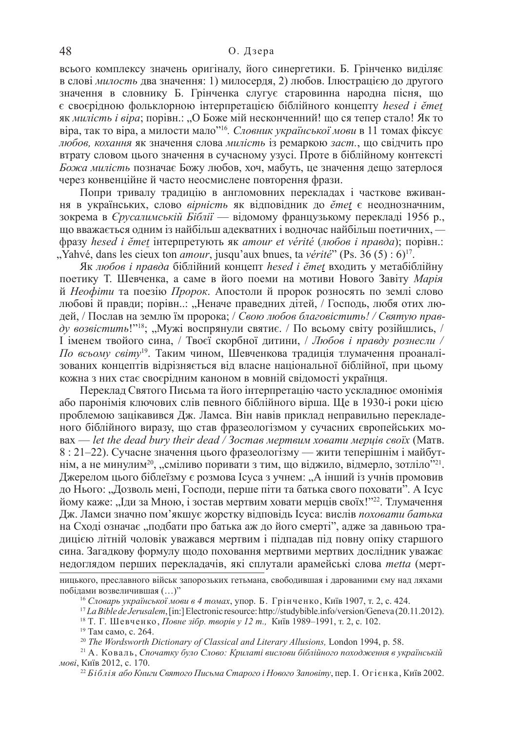всього комплексу значень оригіналу, його синергетики. Б. Грінченко виділяє в слові *милость* два значення: 1) милосердя, 2) любов. Ілюстрацією до другого значення в словнику Б. Грінченка слугує старовинна народна пісня, що є своєрідною фольклорною інтерпретацією біблійного концепту *hesed і ĕmeṯ* як *милість і віра*; порівн.: „О Боже мій несконченний! що ся тепер стало! Як то віра, так то віра, а милости мало"[16]. *Словник української мови* в 11 томах фіксує *любов, кохання* як значення слова *милість* із ремаркою *заст.*, що свідчить про втрату словом цього значення в сучасному узусі. Проте в біблійному контексті *Божа милість* позначає Божу любов, хоч, мабуть, це значення дещо затерлося через конвенційне й часто неосмислене повторення фрази.

Попри тривалу традицію в англомовних перекладах і часткове вживання в українських, слово *вірність* як відповідник до *ĕmeṯ* є неоднозначним, зокрема в *Єрусалимській Біблії* — відомому французькому перекладі 1956 р., що вважається одним із найбільш адекватних і водночас найбільш поетичних, — фразу *hesed і ĕmeṯ* інтерпретують як *amour et vérité* (*любов і правда*); порівн.: „Yahvé, dans les cieux ton *amour*, jusqu'aux bnues, ta *vérité*" (Ps. 36 (5) : 6)[17].

Як *любов і правда* біблійний концепт *hesed і ĕmeṯ* входить у метабіблійну поетику Т. Шевченка, а саме в його поеми на мотиви Нового Завіту *Марія* й *Неофіти* та поезію *Пророк*. Апостоли й пророк розносять по землі слово любові й правди; порівн..: „Неначе праведних дітей, / Господь, любя отих людей, / Послав на землю їм пророка; / *Свою любов благовістить! / Святую правду возвістить*!"[18]; „Мужі воспрянули святиє. / По всьому світу розійшлись, / І іменем твойого сина, / Твоєї скорбної дитини, / *Любов і правду рознесли / По всьому світу*[19]. Таким чином, Шевченкова традиція тлумачення проаналізованих концептів відрізняється від власне національної біблійної, при цьому кожна з них стає своєрідним каноном в мовній свідомості українця.

Переклад Святого Письма та його інтерпретацію часто ускладнює омонімія або паронімія ключових слів певного біблійного вірша. Ще в 1930-і роки цією проблемою зацікавився Дж. Ламса. Він навів приклад неправильно перекладеного біблійного виразу, що став фразеологізмом у сучасних європейських мовах — *let the dead bury their dead / Зостав мертвим ховати мерців своїх* (Матв. 8 : 21–22). Сучасне значення цього фразеологізму — жити теперішнім і майбутнім, а не минулим[20], „сміливо поривати з тим, що віджило, відмерло, зотліло"[21]. Джерелом цього біблеїзму є розмова Ісуса з учнем: „А інший із учнів промовив до Нього: „Дозволь мені, Господи, перше піти та батька свого поховати". А Ісус йому каже: „Іди за Мною, і зостав мертвим ховати мерців своїх!"[22]. Тлумачення Дж. Ламси значно пом'якшує жорстку відповідь Ісуса: вислів *поховати батька* на Сході означає „подбати про батька аж до його смерті", адже за давньою традицією літній чоловік уважався мертвим і підпадав під повну опіку старшого сина. Загадкову формулу щодо поховання мертвими мертвих дослідник уважає недоглядом перших перекладачів, які сплутали арамейські слова *metta* (мерт-

---

ницького, преславного військ запорозьких гетьмана, свободившая і дарованими єму над ляхами побідами возвеличившая (…)"

[16] *Словарь української мови в 4 томах*, упор. Б. Грінченко, Київ 1907, т. 2, с. 424.

[17] *La Bible de Jerusalem*, [in:] Electronic resource: http://studybible.info/version/Geneva (20.11.2012).

[18] Т. Г. Шевченко, *Повне зібр. творів у 12 т.,* Київ 1989–1991, т. 2, с. 102.

[19] Там само, с. 264.

[20] *The Wordsworth Dictionary of Classical and Literary Allusions,* London 1994, p. 58.

[21] А. Коваль, *Спочатку було Слово: Крилаті вислови біблійного походження в українській мові*, Київ 2012, с. 170.

[22] *Біблія або Книги Святого Письма Старого і Нового Заповіту*, пер. І. Огієнка, Київ 2002.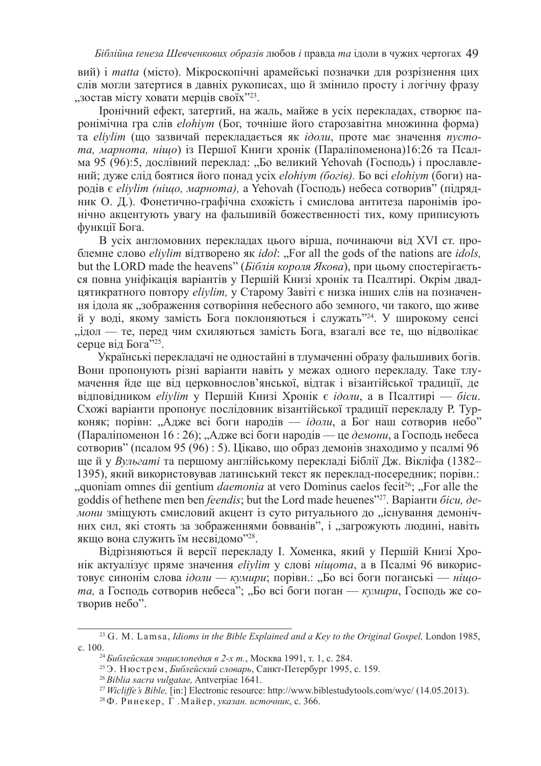вий) і *matta* (місто). Мікроскопічні арамейські позначки для розрізнення цих слів могли затертися в давніх рукописах, що й змінило просту і логічну фразу „зостав місту ховати мерців своїх"[23].

Іронічний ефект, затертий, на жаль, майже в усіх перекладах, створює паронімічна гра слів *elohiym* (Бог, точніше його старозавітна множинна форма) та *eliylim* (що зазвичай перекладається як *ідоли*, проте має значення *пустота, марнота, ніщо*) із Першої Книги хронік (Параліпоменона)16:26 та Псалма 95 (96):5, дослівний переклад: „Бо великий Yehovah (Господь) і прославлений; дуже слід боятися його понад усіх *elohiym (богів).* Бо всі *elohiym* (боги) народів є *eliylim (ніщо, марнота),* а Yehovah (Господь) небеса сотворив" (підрядник О. Д.). Фонетично-графічна схожість і смислова антитеза паронімів іронічно акцентують увагу на фальшивій божественності тих, кому приписують функції Бога.

В усіх англомовних перекладах цього вірша, починаючи від XVI ст. проблемне слово *eliylim* відтворено як *idol*: „For all the gods of the nations are *idols,* but the LORD made the heavens" (*Біблія короля Якова*), при цьому спостерігається повна уніфікація варіантів у Першій Книзі хронік та Псалтирі. Окрім двадцятикратного повтору *eliylim,* у Старому Завіті є низка інших слів на позначення ідола як „зображення сотворіння небесного або земного, чи такого, що живе й у воді, якому замість Бога поклоняються і служать"[24]. У широкому сенсі „ідол — те, перед чим схиляються замість Бога, взагалі все те, що відволікає серце від Бога"[25].

Українські перекладачі не одностайні в тлумаченні образу фальшивих богів. Вони пропонують різні варіанти навіть у межах одного перекладу. Таке тлумачення йде ще від церковнослов'янської, відтак і візантійської традиції, де відповідником *eliylim* у Першій Книзі Хронік є *ідоли*, а в Псалтирі — *біси*. Схожі варіанти пропонує послідовник візантійської традиції перекладу Р. Турконяк; порівн: „Адже всі боги народів — *ідоли*, а Бог наш сотворив небо" (Параліпоменон 16 : 26); „Адже всі боги народів — це *демони*, а Господь небеса сотворив" (псалом 95 (96) : 5). Цікаво, що образ демонів знаходимо у псалмі 96 ще й у *Вульгаті* та першому англійському перекладі Біблії Дж. Вікліфа (1382–1395), який використовував латинський текст як переклад-посередник; порівн.: „quoniam omnes dii gentium *daemonia* at vero Dominus caelos fecit[26]; „For alle the goddis of hethene men ben *feendis*; but the Lord made heuenes"[27]. Варіанти *біси, демони* зміщують смисловий акцент із суто ритуального до „існування демонічних сил, які стоять за зображеннями бовванів", і „загрожують людині, навіть якщо вона служить їм несвідомо"[28].

Відрізняються й версії перекладу І. Хоменка, який у Першій Книзі Хронік актуалізує пряме значення *eliylim* у слові *ніщота*, а в Псалмі 96 використовує синонім слова *ідоли* — *кумири*; порівн.: „Бо всі боги поганські — *ніщота,* а Господь сотворив небеса"; „Бо всі боги поган — *кумири*, Господь же сотворив небо".

---

[23] G. M. Lamsa, *Idioms in the Bible Explained and a Key to the Original Gospel,* London 1985, c. 100.

[24] *Библейская энциклопедия в 2-х т.*, Москва 1991, т. 1, с. 284.

[25] Э. Нюстрем, *Библейский словарь*, Санкт-Петербург 1995, с. 159.

[26] *Biblia sacra vulgatae,* Antverpiae 1641.

[27] *Wicliffe's Bible,* [in:] Electronic resource: http://www.biblestudytools.com/wyc/ (14.05.2013).

[28] Ф. Ринекер, Г .Майер, *указан. источник*, с. 366.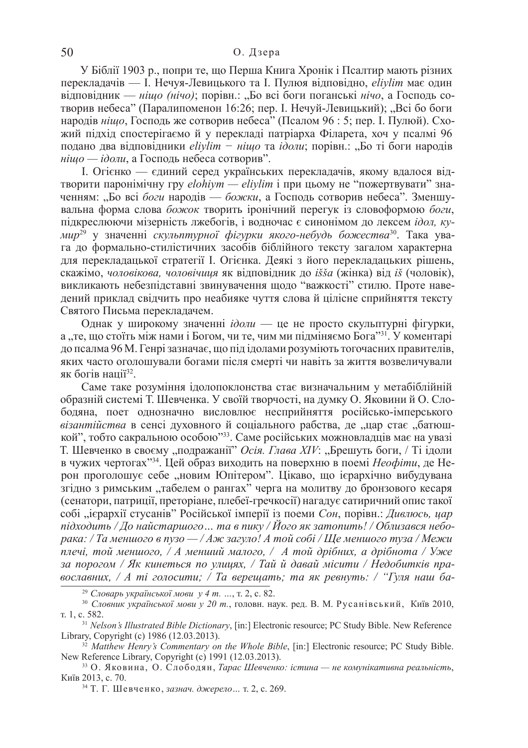У Біблії 1903 р., попри те, що Перша Книга Хронік і Псалтир мають різних перекладачів — І. Нечуя-Левицького та І. Пулюя відповідно, *eliylim* має один відповідник — *ніщо (нічо)*; порівн.: „Бо всі боги поганські *нічо*, а Господь сотворив небеса" (Паралипоменон 16:26; пер. І. Нечуй-Левицький); „Всі бо боги народів *ніщо*, Господь же сотворив небеса" (Псалом 96 : 5; пер. І. Пулюй). Схожий підхід спостерігаємо й у перекладі патріарха Філарета, хоч у псалмі 96 подано два відповідники *eliylim* − *ніщо* та *ідоли*; порівн.: „Бо ті боги народів *ніщо* — *ідоли*, а Господь небеса сотворив".

І. Огієнко — єдиний серед українських перекладачів, якому вдалося відтворити паронімічну гру *elohiym* — *eliylim* і при цьому не "пожертвувати" значенням: „Бо всі *боги* народів — *божки*, а Господь сотворив небеса". Зменшувальна форма слова *божок* творить іронічний перегук із словоформою *боги*, підкреслюючи мізерність лжебогів, і водночас є синонімом до лексем *ідол, кумир*[29] у значенні *скульптурної фігурки якого-небудь божества*[30]. Така увага до формально-стилістичних засобів біблійного тексту загалом характерна для перекладацької стратегії І. Огієнка. Деякі з його перекладацьких рішень, скажімо, *чоловікова, чоловічиця* як відповідник до *iššа* (жінка) від *iš* (чоловік), викликають небезпідставні звинувачення щодо "важкості" стилю. Проте наведений приклад свідчить про неабияке чуття слова й цілісне сприйняття тексту Святого Письма перекладачем.

Однак у широкому значенні *ідоли* — це не просто скульптурні фігурки, а „те, що стоїть між нами і Богом, чи те, чим ми підміняємо Бога"[31]. У коментарі до псалма 96 М. Генрі зазначає, що під ідолами розуміють тогочасних правителів, яких часто оголошували богами після смерті чи навіть за життя возвеличували як богів нації[32].

Саме таке розуміння ідолопоклонства стає визначальним у метабіблійній образній системі Т. Шевченка. У своїй творчості, на думку О. Яковини й О. Слободяна, поет однозначно висловлює несприйняття російсько-імперського *візантійства* в сенсі духовного й соціального рабства, де „цар стає „батюшкой", тобто сакральною особою"[33]. Саме російських можновладців має на увазі Т. Шевченко в своєму „подражанії" *Осія. Глава XIV*: „Брешуть боги, / Ті ідоли в чужих чертогах"[34]. Цей образ виходить на поверхню в поемі *Неофіти*, де Нерон проголошує себе „новим Юпітером". Цікаво, що ієрархічно вибудувана згідно з римським „табелем о рангах" черга на молитву до бронзового кесаря (сенатори, патриції, преторіане, плебеї-гречкосії) нагадує сатиричний опис такої собі „ієрархії стусанів" Російської імперії із поеми *Сон*, порівн.: *Дивлюсь, цар підходить / До найстаршого… та в пику / Його як затопить! / Облизався небоpака: / Та меншого в пузо — / Аж загуло! А той собі / Ще меншого туза / Межи плечі, той меншого, / А менший малого, / А той дрібних, а дрібнота / Уже за порогом / Як кинеться по улицях, / Тай й давай місити / Недобитків православних, / А ті голосити; / Та верещать; та як ревнуть: / "Гуля наш ба-*

---

[29] *Словарь української мови у 4 т.* …, т. 2, с. 82.

[30] *Словник української мови у 20 т.*, головн. наук. ред. В. М. Русанівський, Київ 2010, т. 1, с. 582.

[31] *Nelson's Illustrated Bible Dictionary*, [in:] Electronic resource; PC Study Bible. New Reference Library, Copyright (c) 1986 (12.03.2013).

[32] *Matthew Henry's Commentary on the Whole Bible*, [in:] Electronic resource; PC Study Bible. New Reference Library, Copyright (c) 1991 (12.03.2013).

[33] О. Яковина, О. Слободян, *Тарас Шевченко: істина — не комунікативна реальність*, Київ 2013, с. 70.

[34] Т. Г. Шевченко, *зазнач. джерело…* т. 2, с. 269.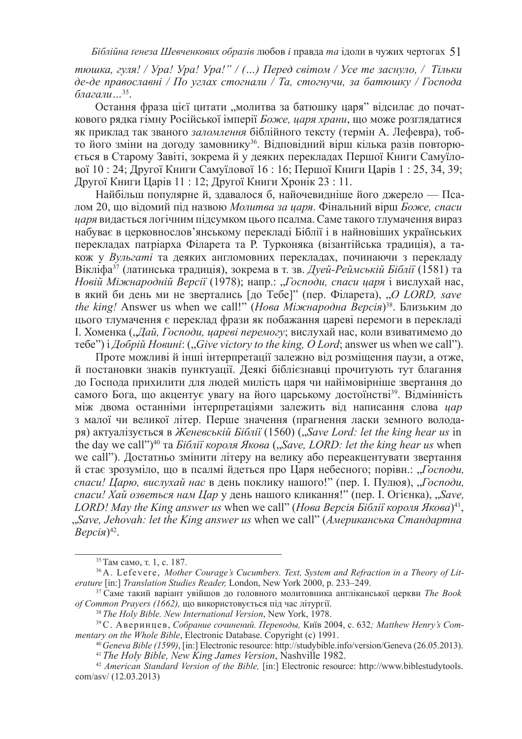*тюшка, гуля! / Ура! Ура! Ура!" / (...) Перед світом / Усе те заснуло, / Тільки де-де православні / По углах стогнали / Та, стогнучи, за батюшку / Господа благали...*[35].

Остання фраза цієї цитати „молитва за батюшку царя" відсилає до початкового рядка гімну Російської імперії *Боже, царя храни*, що може розглядатися як приклад так званого *заломлення* біблійного тексту (термін А. Лефевра), тобто його зміни на догоду замовнику[36]. Відповідний вірш кілька разів повторюється в Старому Завіті, зокрема й у деяких перекладах Першої Книги Самуїлової 10 : 24; Другої Книги Самуїлової 16 : 16; Першої Книги Царів 1 : 25, 34, 39; Другої Книги Царів 11 : 12; Другої Книги Хронік 23 : 11.

Найбільш популярне й, здавалося б, найочевидніше його джерело — Псалом 20, що відомий під назвою *Молитва за царя*. Фінальний вірш *Боже, спаси царя* видається логічним підсумком цього псалма. Саме такого тлумачення вираз набуває в церковнослов'янському перекладі Біблії і в найновіших українських перекладах патріарха Філарета та Р. Турконяка (візантійська традиція), а також у *Вульгаті* та деяких англомовних перекладах, починаючи з перекладу Вікліфа[37] (латинська традиція), зокрема в т. зв. *Дуей-Реймській Біблії* (1581) та *Новій Міжнародній Версії* (1978); напр.: „*Господи, спаси царя* і вислухай нас, в який би день ми не звертались [до Тебе]" (пер. Філарета), „*O LORD, save the king!* Answer us when we call!" (*Нова Міжнародна Версія*)[38]. Близьким до цього тлумачення є переклад фрази як побажання цареві перемоги в перекладі І. Хоменка („*Дай, Господи, цареві перемогу*; вислухай нас, коли взиватимемо до тебе") і *Добрій Новині*: („*Give victory to the king, O Lord*; answer us when we call").

Проте можливі й інші інтерпретації залежно від розміщення паузи, а отже, й постановки знаків пунктуації. Деякі біблієзнавці прочитують тут благання до Господа прихилити для людей милість царя чи найімовірніше звертання до самого Бога, що акцентує увагу на його царському достоїнстві[39]. Відмінність між двома останніми інтерпретаціями залежить від написання слова *цар* з малої чи великої літер. Перше значення (прагнення ласки земного володаря) актуалізується в *Женевській Біблії* (1560) („*Save Lord: let the king hear us* in the day we call")[40] та *Біблії короля Якова* („*Save, LORD: let the king hear us* when we call"). Достатньо змінити літеру на велику або переакцентувати звертання й стає зрозуміло, що в псалмі йдеться про Царя небесного; порівн.: „*Господи, спаси! Царю, вислухай нас* в день поклику нашого!" (пер. І. Пулюя), „*Господи, спаси! Хай озветься нам Цар* у день нашого кликання!" (пер. І. Огієнка), „*Save, LORD! May the King answer us* when we call" (*Нова Версія Біблії короля Якова*)[41], „*Save, Jehovah: let the King answer us* when we call" (*Американська Стандартна Версія*)[42].

---

[35] Там само, т. 1, с. 187.

[36] A. Lefevere, *Mother Courage's Cucumbers. Text, System and Refraction in a Theory of Literature* [in:] *Translation Studies Reader,* London, New York 2000, p. 233–249.

[37] Саме такий варіант увійшов до головного молитовника англіканської церкви *The Book of Common Prayers (1662),* що використовується під час літургії.

[38] *The Holy Bible. New International Version*, New York, 1978.

[39] С. Аверинцев, *Собрание сочинений. Переводы,* Київ 2004, с. 632*; Matthew Henry's Commentary on the Whole Bible*, Electronic Database. Copyright (c) 1991.

[40] *Geneva Bible (1599)*, [in:] Electronic resource: http://studybible.info/version/Geneva (26.05.2013).

[41] *The Holy Bible, New King James Version*, Nashville 1982.

[42] *American Standard Version of the Bible,* [in:] Electronic resource: http://www.biblestudytools.com/asv/ (12.03.2013)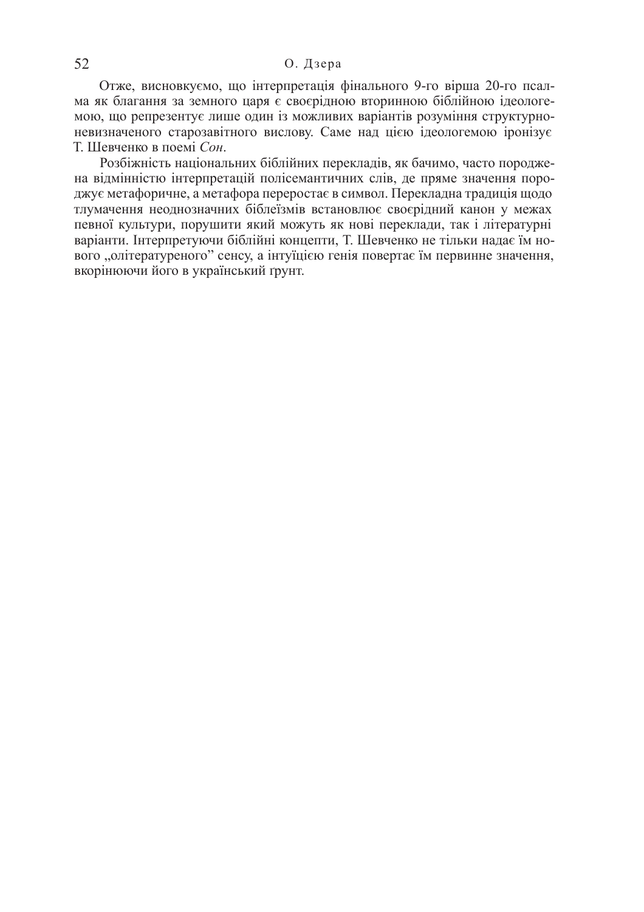Отже, висновкуємо, що інтерпретація фінального 9-го вірша 20-го псалма як благання за земного царя є своєрідною вторинною біблійною ідеологемою, що репрезентує лише один із можливих варіантів розуміння структурно-невизначеного старозавітного вислову. Саме над цією ідеологемою іронізує Т. Шевченко в поемі *Сон*.

Розбіжність національних біблійних перекладів, як бачимо, часто породжена відмінністю інтерпретацій полісемантичних слів, де пряме значення породжує метафоричне, а метафора переростає в символ. Перекладна традиція щодо тлумачення неоднозначних біблеїзмів встановлює своєрідний канон у межах певної культури, порушити який можуть як нові переклади, так і літературні варіанти. Інтерпретуючи біблійні концепти, Т. Шевченко не тільки надає їм нового „олітературеного" сенсу, а інтуїцією генія повертає їм первинне значення, вкорінюючи його в український ґрунт.